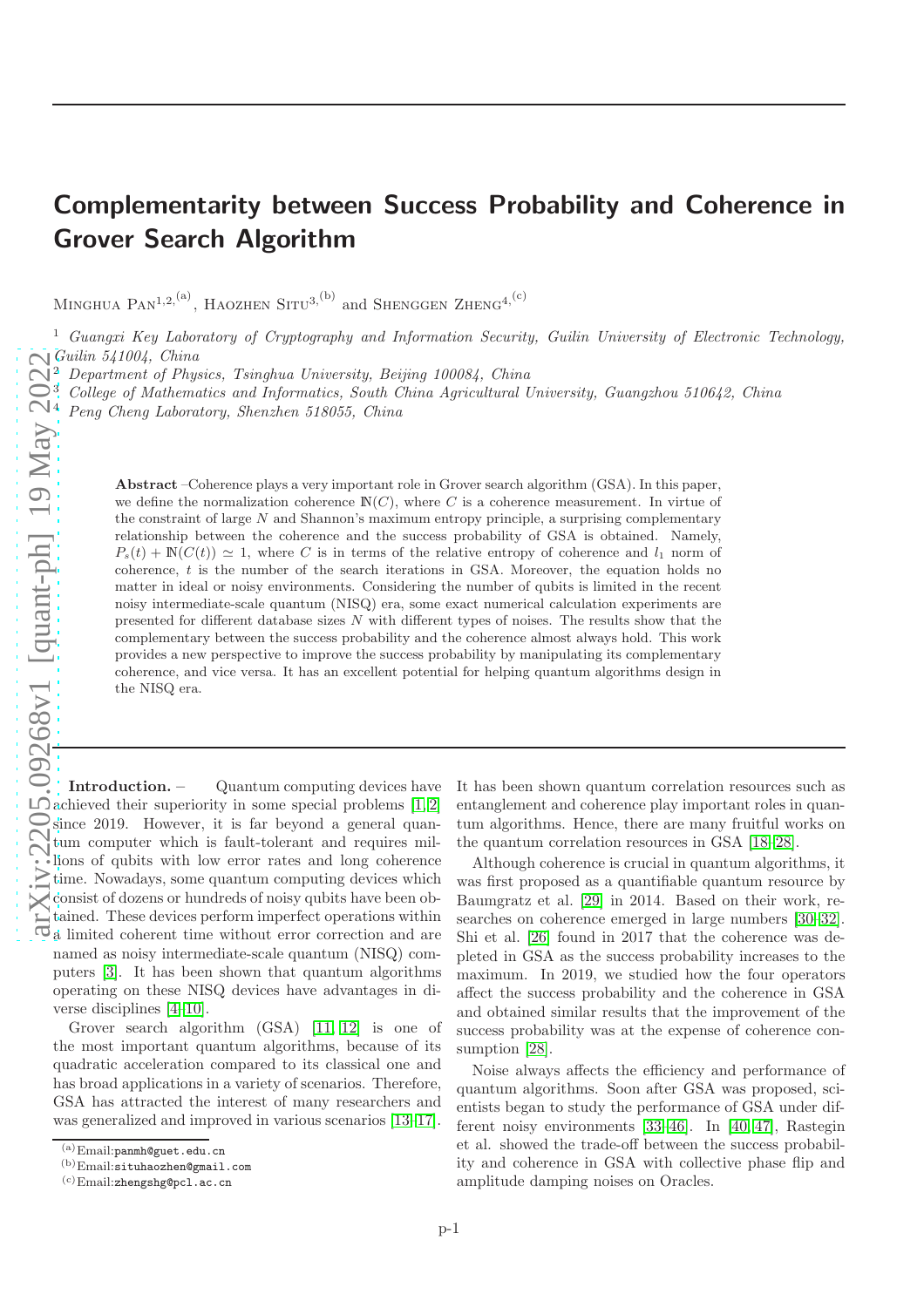# Complementarity between Success Probability and Coherence in Grover Search Algorithm

Minghua Pan[1,2,(a)], Haozhen Situ[3,(b)] and Shenggen Zheng[4,(c)]

[1] *Guangxi Key Laboratory of Cryptography and Information Security, Guilin University of Electronic Technology, Guilin 541004, China*
[2] *Department of Physics, Tsinghua University, Beijing 100084, China*
[3] *College of Mathematics and Informatics, South China Agricultural University, Guangzhou 510642, China*
[4] *Peng Cheng Laboratory, Shenzhen 518055, China*

**Abstract** –Coherence plays a very important role in Grover search algorithm (GSA). In this paper, we define the normalization coherence $\mathbb{N}(C)$, where $C$ is a coherence measurement. In virtue of the constraint of large $N$ and Shannon's maximum entropy principle, a surprising complementary relationship between the coherence and the success probability of GSA is obtained. Namely, $P_s(t) + \mathbb{N}(C(t)) \simeq 1$, where $C$ is in terms of the relative entropy of coherence and $l_1$ norm of coherence, $t$ is the number of the search iterations in GSA. Moreover, the equation holds no matter in ideal or noisy environments. Considering the number of qubits is limited in the recent noisy intermediate-scale quantum (NISQ) era, some exact numerical calculation experiments are presented for different database sizes $N$ with different types of noises. The results show that the complementary between the success probability and the coherence almost always hold. This work provides a new perspective to improve the success probability by manipulating its complementary coherence, and vice versa. It has an excellent potential for helping quantum algorithms design in the NISQ era.

**Introduction.** – Quantum computing devices have achieved their superiority in some special problems [1,2] since 2019. However, it is far beyond a general quantum computer which is fault-tolerant and requires millions of qubits with low error rates and long coherence time. Nowadays, some quantum computing devices which consist of dozens or hundreds of noisy qubits have been obtained. These devices perform imperfect operations within a limited coherent time without error correction and are named as noisy intermediate-scale quantum (NISQ) computers [3]. It has been shown that quantum algorithms operating on these NISQ devices have advantages in diverse disciplines [4–10].

Grover search algorithm (GSA) [11,12] is one of the most important quantum algorithms, because of its quadratic acceleration compared to its classical one and has broad applications in a variety of scenarios. Therefore, GSA has attracted the interest of many researchers and was generalized and improved in various scenarios [13–17]. It has been shown quantum correlation resources such as entanglement and coherence play important roles in quantum algorithms. Hence, there are many fruitful works on the quantum correlation resources in GSA [18–28].

Although coherence is crucial in quantum algorithms, it was first proposed as a quantifiable quantum resource by Baumgratz et al. [29] in 2014. Based on their work, researches on coherence emerged in large numbers [30–32]. Shi et al. [26] found in 2017 that the coherence was depleted in GSA as the success probability increases to the maximum. In 2019, we studied how the four operators affect the success probability and the coherence in GSA and obtained similar results that the improvement of the success probability was at the expense of coherence consumption [28].

Noise always affects the efficiency and performance of quantum algorithms. Soon after GSA was proposed, scientists began to study the performance of GSA under different noisy environments [33–46]. In [40,47], Rastegin et al. showed the trade-off between the success probability and coherence in GSA with collective phase flip and amplitude damping noises on Oracles.

(a) Email: panmh@guet.edu.cn
(b) Email: situhaozhen@gmail.com
(c) Email: zhengshg@pcl.ac.cn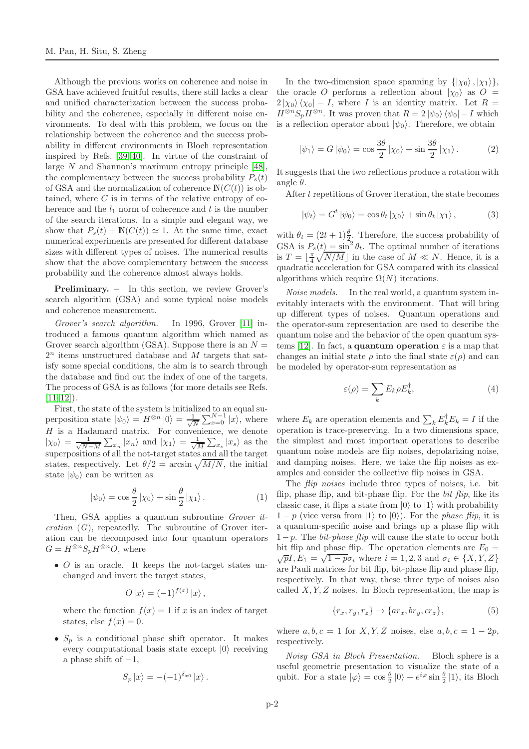Although the previous works on coherence and noise in GSA have achieved fruitful results, there still lacks a clear and unified characterization between the success probability and the coherence, especially in different noise environments. To deal with this problem, we focus on the relationship between the coherence and the success probability in different environments in Bloch representation inspired by Refs. [39,40]. In virtue of the constraint of large $N$ and Shannon's maximum entropy principle [48], the complementary between the success probability $P_s(t)$ of GSA and the normalization of coherence $\mathbb{N}(C(t))$ is obtained, where $C$ is in terms of the relative entropy of coherence and the $l_1$ norm of coherence and $t$ is the number of the search iterations. In a simple and elegant way, we show that $P_s(t) + \mathbb{N}(C(t)) \simeq 1$. At the same time, exact numerical experiments are presented for different database sizes with different types of noises. The numerical results show that the above complementary between the success probability and the coherence almost always holds.

**Preliminary.** – In this section, we review Grover's search algorithm (GSA) and some typical noise models and coherence measurement.

*Grover's search algorithm.* In 1996, Grover [11] introduced a famous quantum algorithm which named as Grover search algorithm (GSA). Suppose there is an $N = 2^n$ items unstructured database and $M$ targets that satisfy some special conditions, the aim is to search through the database and find out the index of one of the targets. The process of GSA is as follows (for more details see Refs. [11,12]).

First, the state of the system is initialized to an equal superposition state $|\psi_0\rangle = H^{\otimes n}|0\rangle = \frac{1}{\sqrt{N}}\sum_{x=0}^{N-1}|x\rangle$, where $H$ is a Hadamard matrix. For convenience, we denote $|\chi_0\rangle = \frac{1}{\sqrt{N-M}}\sum_{x_n}|x_n\rangle$ and $|\chi_1\rangle = \frac{1}{\sqrt{M}}\sum_{x_s}|x_s\rangle$ as the superpositions of all the not-target states and all the target states, respectively. Let $\theta/2 = \arcsin\sqrt{M/N}$, the initial state $|\psi_0\rangle$ can be written as

$$|\psi_0\rangle = \cos\frac{\theta}{2}|\chi_0\rangle + \sin\frac{\theta}{2}|\chi_1\rangle. \tag{1}$$

Then, GSA applies a quantum subroutine *Grover iteration* ($G$), repeatedly. The subroutine of Grover iteration can be decomposed into four quantum operators $G = H^{\otimes n}S_pH^{\otimes n}O$, where

- $O$ is an oracle. It keeps the not-target states unchanged and invert the target states,

  $$O|x\rangle = (-1)^{f(x)}|x\rangle,$$

  where the function $f(x) = 1$ if $x$ is an index of target states, else $f(x) = 0$.

- $S_p$ is a conditional phase shift operator. It makes every computational basis state except $|0\rangle$ receiving a phase shift of $-1$,

  $$S_p|x\rangle = -(-1)^{\delta_{x0}}|x\rangle.$$

In the two-dimension space spanning by $\{|\chi_0\rangle, |\chi_1\rangle\}$, the oracle $O$ performs a reflection about $|\chi_0\rangle$ as $O = 2|\chi_0\rangle\langle\chi_0| - I$, where $I$ is an identity matrix. Let $R = H^{\otimes n}S_pH^{\otimes n}$. It was proven that $R = 2|\psi_0\rangle\langle\psi_0| - I$ which is a reflection operator about $|\psi_0\rangle$. Therefore, we obtain

$$|\psi_1\rangle = G|\psi_0\rangle = \cos\frac{3\theta}{2}|\chi_0\rangle + \sin\frac{3\theta}{2}|\chi_1\rangle. \tag{2}$$

It suggests that the two reflections produce a rotation with angle $\theta$.

After $t$ repetitions of Grover iteration, the state becomes

$$|\psi_t\rangle = G^t|\psi_0\rangle = \cos\theta_t|\chi_0\rangle + \sin\theta_t|\chi_1\rangle, \tag{3}$$

with $\theta_t = (2t+1)\frac{\theta}{2}$. Therefore, the success probability of GSA is $P_s(t) = \sin^2\theta_t$. The optimal number of iterations is $T = \lfloor\frac{\pi}{4}\sqrt{N/M}\rfloor$ in the case of $M \ll N$. Hence, it is a quadratic acceleration for GSA compared with its classical algorithms which require $\Omega(N)$ iterations.

*Noise models.* In the real world, a quantum system inevitably interacts with the environment. That will bring up different types of noises. Quantum operations and the operator-sum representation are used to describe the quantum noise and the behavior of the open quantum systems [12]. In fact, a **quantum operation** $\varepsilon$ is a map that changes an initial state $\rho$ into the final state $\varepsilon(\rho)$ and can be modeled by operator-sum representation as

$$\varepsilon(\rho) = \sum_k E_k\rho E_k^\dagger, \tag{4}$$

where $E_k$ are operation elements and $\sum_k E_k^\dagger E_k = I$ if the operation is trace-preserving. In a two dimensions space, the simplest and most important operations to describe quantum noise models are flip noises, depolarizing noise, and damping noises. Here, we take the flip noises as examples and consider the collective flip noises in GSA.

The *flip noises* include three types of noises, i.e. bit flip, phase flip, and bit-phase flip. For the *bit flip*, like its classic case, it flips a state from $|0\rangle$ to $|1\rangle$ with probability $1-p$ (vice versa from $|1\rangle$ to $|0\rangle$). For the *phase flip*, it is a quantum-specific noise and brings up a phase flip with $1-p$. The *bit-phase flip* will cause the state to occur both bit flip and phase flip. The operation elements are $E_0 = \sqrt{p}I, E_1 = \sqrt{1-p}\sigma_i$ where $i = 1,2,3$ and $\sigma_i \in \{X, Y, Z\}$ are Pauli matrices for bit flip, bit-phase flip and phase flip, respectively. In that way, these three type of noises also called $X, Y, Z$ noises. In Bloch representation, the map is

$$\{r_x, r_y, r_z\} \to \{ar_x, br_y, cr_z\}, \tag{5}$$

where $a, b, c = 1$ for $X, Y, Z$ noises, else $a, b, c = 1-2p$, respectively.

*Noisy GSA in Bloch Presentation.* Bloch sphere is a useful geometric presentation to visualize the state of a qubit. For a state $|\varphi\rangle = \cos\frac{\theta}{2}|0\rangle + e^{i\varphi}\sin\frac{\theta}{2}|1\rangle$, its Bloch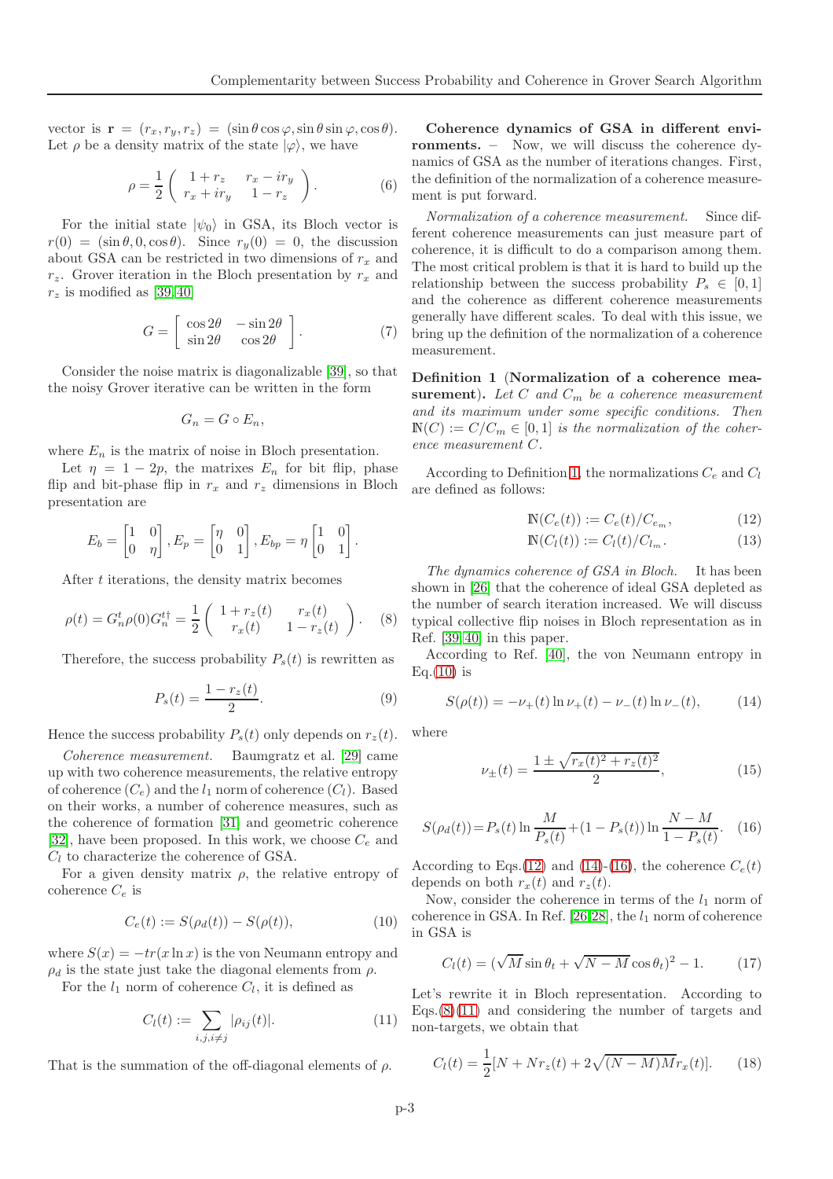vector is $\mathbf{r} = (r_x, r_y, r_z) = (\sin\theta\cos\varphi, \sin\theta\sin\varphi, \cos\theta)$. Let $\rho$ be a density matrix of the state $|\varphi\rangle$, we have

$$\rho = \frac{1}{2}\left(\begin{array}{cc} 1+r_z & r_x - ir_y \\ r_x + ir_y & 1-r_z \end{array}\right). \tag{6}$$

For the initial state $|\psi_0\rangle$ in GSA, its Bloch vector is $r(0) = (\sin\theta, 0, \cos\theta)$. Since $r_y(0) = 0$, the discussion about GSA can be restricted in two dimensions of $r_x$ and $r_z$. Grover iteration in the Bloch presentation by $r_x$ and $r_z$ is modified as [39,40]

$$G = \left[\begin{array}{cc} \cos 2\theta & -\sin 2\theta \\ \sin 2\theta & \cos 2\theta \end{array}\right]. \tag{7}$$

Consider the noise matrix is diagonalizable [39], so that the noisy Grover iterative can be written in the form

$$G_n = G \circ E_n,$$

where $E_n$ is the matrix of noise in Bloch presentation.

Let $\eta = 1 - 2p$, the matrixes $E_n$ for bit flip, phase flip and bit-phase flip in $r_x$ and $r_z$ dimensions in Bloch presentation are

$$E_b = \begin{bmatrix} 1 & 0 \\ 0 & \eta \end{bmatrix}, E_p = \begin{bmatrix} \eta & 0 \\ 0 & 1 \end{bmatrix}, E_{bp} = \eta \begin{bmatrix} 1 & 0 \\ 0 & 1 \end{bmatrix}.$$

After $t$ iterations, the density matrix becomes

$$\rho(t) = G_n^t \rho(0) G_n^{t\dagger} = \frac{1}{2}\left(\begin{array}{cc} 1+r_z(t) & r_x(t) \\ r_x(t) & 1-r_z(t) \end{array}\right). \tag{8}$$

Therefore, the success probability $P_s(t)$ is rewritten as

$$P_s(t) = \frac{1 - r_z(t)}{2}. \tag{9}$$

Hence the success probability $P_s(t)$ only depends on $r_z(t)$.

*Coherence measurement.* Baumgratz et al. [29] came up with two coherence measurements, the relative entropy of coherence ($C_e$) and the $l_1$ norm of coherence ($C_l$). Based on their works, a number of coherence measures, such as the coherence of formation [31] and geometric coherence [32], have been proposed. In this work, we choose $C_e$ and $C_l$ to characterize the coherence of GSA.

For a given density matrix $\rho$, the relative entropy of coherence $C_e$ is

$$C_e(t) := S(\rho_d(t)) - S(\rho(t)), \tag{10}$$

where $S(x) = -tr(x \ln x)$ is the von Neumann entropy and $\rho_d$ is the state just take the diagonal elements from $\rho$.

For the $l_1$ norm of coherence $C_l$, it is defined as

$$C_l(t) := \sum_{i,j,i\neq j} |\rho_{ij}(t)|. \tag{11}$$

That is the summation of the off-diagonal elements of $\rho$.

**Coherence dynamics of GSA in different environments.** – Now, we will discuss the coherence dynamics of GSA as the number of iterations changes. First, the definition of the normalization of a coherence measurement is put forward.

*Normalization of a coherence measurement.* Since different coherence measurements can just measure part of coherence, it is difficult to do a comparison among them. The most critical problem is that it is hard to build up the relationship between the success probability $P_s \in [0, 1]$ and the coherence as different coherence measurements generally have different scales. To deal with this issue, we bring up the definition of the normalization of a coherence measurement.

**Definition 1** (**Normalization of a coherence measurement**). *Let $C$ and $C_m$ be a coherence measurement and its maximum under some specific conditions. Then $\mathbb{N}(C) := C/C_m \in [0, 1]$ is the normalization of the coherence measurement $C$.*

According to Definition 1, the normalizations $C_e$ and $C_l$ are defined as follows:

$$\mathbb{N}(C_e(t)) := C_e(t)/C_{e_m}, \tag{12}$$

$$\mathbb{N}(C_l(t)) := C_l(t)/C_{l_m}. \tag{13}$$

*The dynamics coherence of GSA in Bloch.* It has been shown in [26] that the coherence of ideal GSA depleted as the number of search iteration increased. We will discuss typical collective flip noises in Bloch representation as in Ref. [39,40] in this paper.

According to Ref. [40], the von Neumann entropy in Eq.(10) is

$$S(\rho(t)) = -\nu_+(t) \ln \nu_+(t) - \nu_-(t) \ln \nu_-(t), \tag{14}$$

where

$$\nu_\pm(t) = \frac{1 \pm \sqrt{r_x(t)^2 + r_z(t)^2}}{2}, \tag{15}$$

$$S(\rho_d(t)) = P_s(t) \ln \frac{M}{P_s(t)} + (1 - P_s(t)) \ln \frac{N-M}{1-P_s(t)}. \tag{16}$$

According to Eqs.(12) and (14)-(16), the coherence $C_e(t)$ depends on both $r_x(t)$ and $r_z(t)$.

Now, consider the coherence in terms of the $l_1$ norm of coherence in GSA. In Ref. [26,28], the $l_1$ norm of coherence in GSA is

$$C_l(t) = (\sqrt{M} \sin\theta_t + \sqrt{N-M} \cos\theta_t)^2 - 1. \tag{17}$$

Let's rewrite it in Bloch representation. According to Eqs.(8)(11) and considering the number of targets and non-targets, we obtain that

$$C_l(t) = \frac{1}{2}[N + Nr_z(t) + 2\sqrt{(N-M)M} r_x(t)]. \tag{18}$$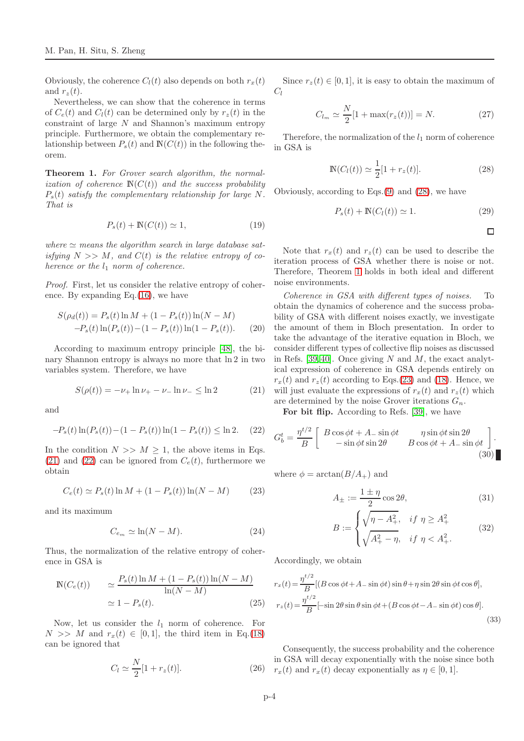Obviously, the coherence $C_l(t)$ also depends on both $r_x(t)$ and $r_z(t)$.

Nevertheless, we can show that the coherence in terms of $C_e(t)$ and $C_l(t)$ can be determined only by $r_z(t)$ in the constraint of large $N$ and Shannon's maximum entropy principle. Furthermore, we obtain the complementary relationship between $P_s(t)$ and $\mathbb{N}(C(t))$ in the following theorem.

**Theorem 1.** *For Grover search algorithm, the normalization of coherence $\mathbb{N}(C(t))$ and the success probability $P_s(t)$ satisfy the complementary relationship for large $N$. That is*

$$P_s(t) + \mathbb{N}(C(t)) \simeq 1, \tag{19}$$

*where $\simeq$ means the algorithm search in large database satisfying $N >> M$, and $C(t)$ is the relative entropy of coherence or the $l_1$ norm of coherence.*

*Proof.* First, let us consider the relative entropy of coherence. By expanding Eq.(16), we have

$$\begin{aligned} S(\rho_d(t)) = &P_s(t)\ln M + (1-P_s(t))\ln(N-M) \\ &-P_s(t)\ln(P_s(t)) - (1-P_s(t))\ln(1-P_s(t)). \end{aligned} \tag{20}$$

According to maximum entropy principle [48], the binary Shannon entropy is always no more that $\ln 2$ in two variables system. Therefore, we have

$$S(\rho(t)) = -\nu_+\ln\nu_+ - \nu_-\ln\nu_- \leq \ln 2 \tag{21}$$

and

$$-P_s(t)\ln(P_s(t)) - (1-P_s(t))\ln(1-P_s(t)) \leq \ln 2. \tag{22}$$

In the condition $N >> M \geq 1$, the above items in Eqs. (21) and (22) can be ignored from $C_e(t)$, furthermore we obtain

$$C_e(t) \simeq P_s(t)\ln M + (1-P_s(t))\ln(N-M) \tag{23}$$

and its maximum

$$C_{e_m} \simeq \ln(N-M). \tag{24}$$

Thus, the normalization of the relative entropy of coherence in GSA is

$$\begin{aligned} \mathbb{N}(C_e(t)) &\simeq \frac{P_s(t)\ln M + (1-P_s(t))\ln(N-M)}{\ln(N-M)} \\ &\simeq 1 - P_s(t). \end{aligned} \tag{25}$$

Now, let us consider the $l_1$ norm of coherence. For $N >> M$ and $r_x(t) \in [0,1]$, the third item in Eq.(18) can be ignored that

$$C_l \simeq \frac{N}{2}[1 + r_z(t)]. \tag{26}$$

Since $r_z(t) \in [0,1]$, it is easy to obtain the maximum of $C_l$

$$C_{l_m} \simeq \frac{N}{2}[1 + \max(r_z(t))] = N. \tag{27}$$

Therefore, the normalization of the $l_1$ norm of coherence in GSA is

$$\mathbb{N}(C_l(t)) \simeq \frac{1}{2}[1 + r_z(t)]. \tag{28}$$

Obviously, according to Eqs.(9) and (28), we have

$$P_s(t) + \mathbb{N}(C_l(t)) \simeq 1. \tag{29}$$

□

Note that $r_x(t)$ and $r_z(t)$ can be used to describe the iteration process of GSA whether there is noise or not. Therefore, Theorem 1 holds in both ideal and different noise environments.

*Coherence in GSA with different types of noises.* To obtain the dynamics of coherence and the success probability of GSA with different noises exactly, we investigate the amount of them in Bloch presentation. In order to take the advantage of the iterative equation in Bloch, we consider different types of collective flip noises as discussed in Refs. [39,40]. Once giving $N$ and $M$, the exact analytical expression of coherence in GSA depends entirely on $r_x(t)$ and $r_z(t)$ according to Eqs.(23) and (18). Hence, we will just evaluate the expressions of $r_x(t)$ and $r_z(t)$ which are determined by the noise Grover iterations $G_n$.

**For bit flip.** According to Refs. [39], we have

$$G_b^t = \frac{\eta^{t/2}}{B}\begin{bmatrix} B\cos\phi t + A_-\sin\phi t & \eta\sin\phi t\sin 2\theta \\ -\sin\phi t\sin 2\theta & B\cos\phi t + A_-\sin\phi t \end{bmatrix}. \tag{30}$$

where $\phi = \arctan(B/A_+)$ and

$$A_\pm := \frac{1\pm\eta}{2}\cos 2\theta, \tag{31}$$

$$B := \begin{cases} \sqrt{\eta - A_+^2}, & if\ \eta \geq A_+^2 \\ \sqrt{A_+^2 - \eta}, & if\ \eta < A_+^2. \end{cases} \tag{32}$$

Accordingly, we obtain

$$\begin{aligned} r_x(t) &= \frac{\eta^{t/2}}{B}[(B\cos\phi t + A_-\sin\phi t)\sin\theta + \eta\sin 2\theta\sin\phi t\cos\theta], \\ r_z(t) &= \frac{\eta^{t/2}}{B}[-\sin 2\theta\sin\theta\sin\phi t + (B\cos\phi t - A_-\sin\phi t)\cos\theta]. \end{aligned} \tag{33}$$

Consequently, the success probability and the coherence in GSA will decay exponentially with the noise since both $r_x(t)$ and $r_x(t)$ decay exponentially as $\eta \in [0,1]$.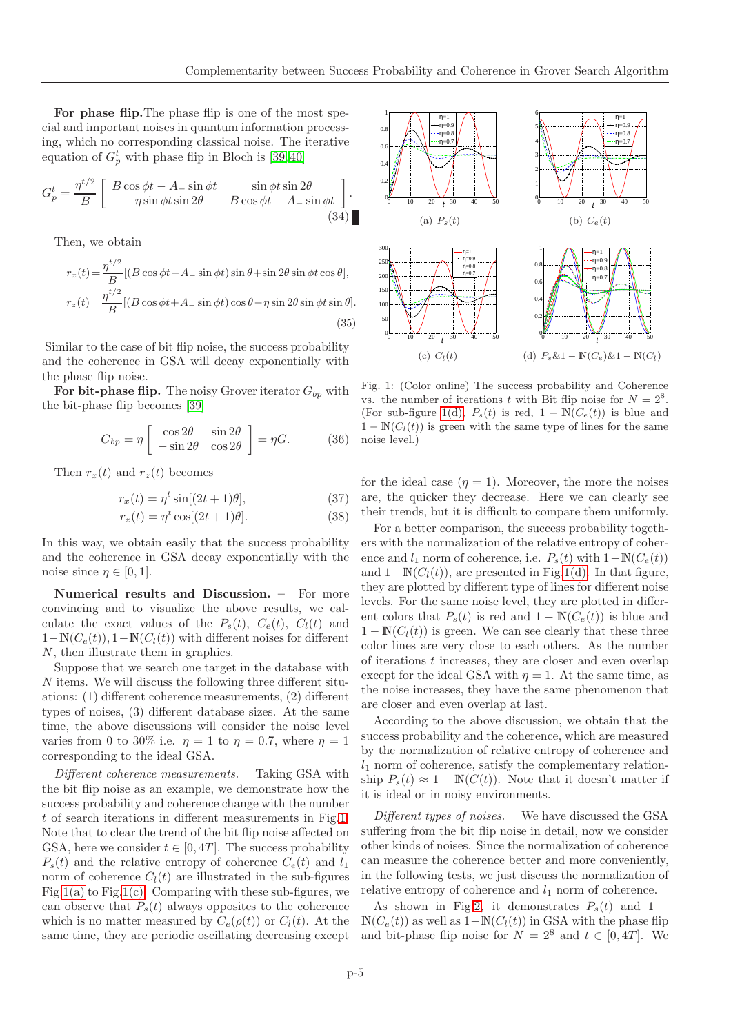**For phase flip.** The phase flip is one of the most special and important noises in quantum information processing, which no corresponding classical noise. The iterative equation of $G_p^t$ with phase flip in Bloch is [39, 40]

$$G_p^t = \frac{\eta^{t/2}}{B}\begin{bmatrix} B\cos\phi t - A_-\sin\phi t & \sin\phi t\sin 2\theta \\ -\eta\sin\phi t\sin 2\theta & B\cos\phi t + A_-\sin\phi t \end{bmatrix}. \tag{34}$$

Then, we obtain

$$\begin{aligned} r_x(t) &= \frac{\eta^{t/2}}{B}[(B\cos\phi t - A_-\sin\phi t)\sin\theta + \sin 2\theta\sin\phi t\cos\theta], \\ r_z(t) &= \frac{\eta^{t/2}}{B}[(B\cos\phi t + A_-\sin\phi t)\cos\theta - \eta\sin 2\theta\sin\phi t\sin\theta]. \end{aligned} \tag{35}$$

Similar to the case of bit flip noise, the success probability and the coherence in GSA will decay exponentially with the phase flip noise.

**For bit-phase flip.** The noisy Grover iterator $G_{bp}$ with the bit-phase flip becomes [39]

$$G_{bp} = \eta\begin{bmatrix} \cos 2\theta & \sin 2\theta \\ -\sin 2\theta & \cos 2\theta \end{bmatrix} = \eta G. \tag{36}$$

Then $r_x(t)$ and $r_z(t)$ becomes

$$r_x(t) = \eta^t\sin[(2t+1)\theta], \tag{37}$$

$$r_z(t) = \eta^t\cos[(2t+1)\theta]. \tag{38}$$

In this way, we obtain easily that the success probability and the coherence in GSA decay exponentially with the noise since $\eta \in [0, 1]$.

**Numerical results and Discussion.** – For more convincing and to visualize the above results, we calculate the exact values of the $P_s(t)$, $C_e(t)$, $C_l(t)$ and $1-\mathbb{N}(C_e(t)), 1-\mathbb{N}(C_l(t))$ with different noises for different $N$, then illustrate them in graphics.

Suppose that we search one target in the database with $N$ items. We will discuss the following three different situations: (1) different coherence measurements, (2) different types of noises, (3) different database sizes. At the same time, the above discussions will consider the noise level varies from 0 to 30% i.e. $\eta = 1$ to $\eta = 0.7$, where $\eta = 1$ corresponding to the ideal GSA.

*Different coherence measurements.* Taking GSA with the bit flip noise as an example, we demonstrate how the success probability and coherence change with the number $t$ of search iterations in different measurements in Fig.1. Note that to clear the trend of the bit flip noise affected on GSA, here we consider $t \in [0, 4T]$. The success probability $P_s(t)$ and the relative entropy of coherence $C_e(t)$ and $l_1$ norm of coherence $C_l(t)$ are illustrated in the sub-figures Fig.1(a) to Fig.1(c). Comparing with these sub-figures, we can observe that $P_s(t)$ always opposites to the coherence which is no matter measured by $C_e(\rho(t))$ or $C_l(t)$. At the same time, they are periodic oscillating decreasing except for the ideal case ($\eta = 1$). Moreover, the more the noises are, the quicker they decrease. Here we can clearly see their trends, but it is difficult to compare them uniformly.

(a) $P_s(t)$ (b) $C_e(t)$ (c) $C_l(t)$ (d) $P_s$&$1-\mathbb{N}(C_e)$&$1-\mathbb{N}(C_l)$

Fig. 1: (Color online) The success probability and Coherence vs. the number of iterations $t$ with Bit flip noise for $N = 2^8$. (For sub-figure 1(d), $P_s(t)$ is red, $1-\mathbb{N}(C_e(t))$ is blue and $1-\mathbb{N}(C_l(t))$ is green with the same type of lines for the same noise level.)

For a better comparison, the success probability togethers with the normalization of the relative entropy of coherence and $l_1$ norm of coherence, i.e. $P_s(t)$ with $1-\mathbb{N}(C_e(t))$ and $1-\mathbb{N}(C_l(t))$, are presented in Fig.1(d). In that figure, they are plotted by different type of lines for different noise levels. For the same noise level, they are plotted in different colors that $P_s(t)$ is red and $1-\mathbb{N}(C_e(t))$ is blue and $1-\mathbb{N}(C_l(t))$ is green. We can see clearly that these three color lines are very close to each others. As the number of iterations $t$ increases, they are closer and even overlap except for the ideal GSA with $\eta = 1$. At the same time, as the noise increases, they have the same phenomenon that are closer and even overlap at last.

According to the above discussion, we obtain that the success probability and the coherence, which are measured by the normalization of relative entropy of coherence and $l_1$ norm of coherence, satisfy the complementary relationship $P_s(t) \approx 1-\mathbb{N}(C(t))$. Note that it doesn't matter if it is ideal or in noisy environments.

*Different types of noises.* We have discussed the GSA suffering from the bit flip noise in detail, now we consider other kinds of noises. Since the normalization of coherence can measure the coherence better and more conveniently, in the following tests, we just discuss the normalization of relative entropy of coherence and $l_1$ norm of coherence.

As shown in Fig.2, it demonstrates $P_s(t)$ and $1-\mathbb{N}(C_e(t))$ as well as $1-\mathbb{N}(C_l(t))$ in GSA with the phase flip and bit-phase flip noise for $N = 2^8$ and $t \in [0, 4T]$. We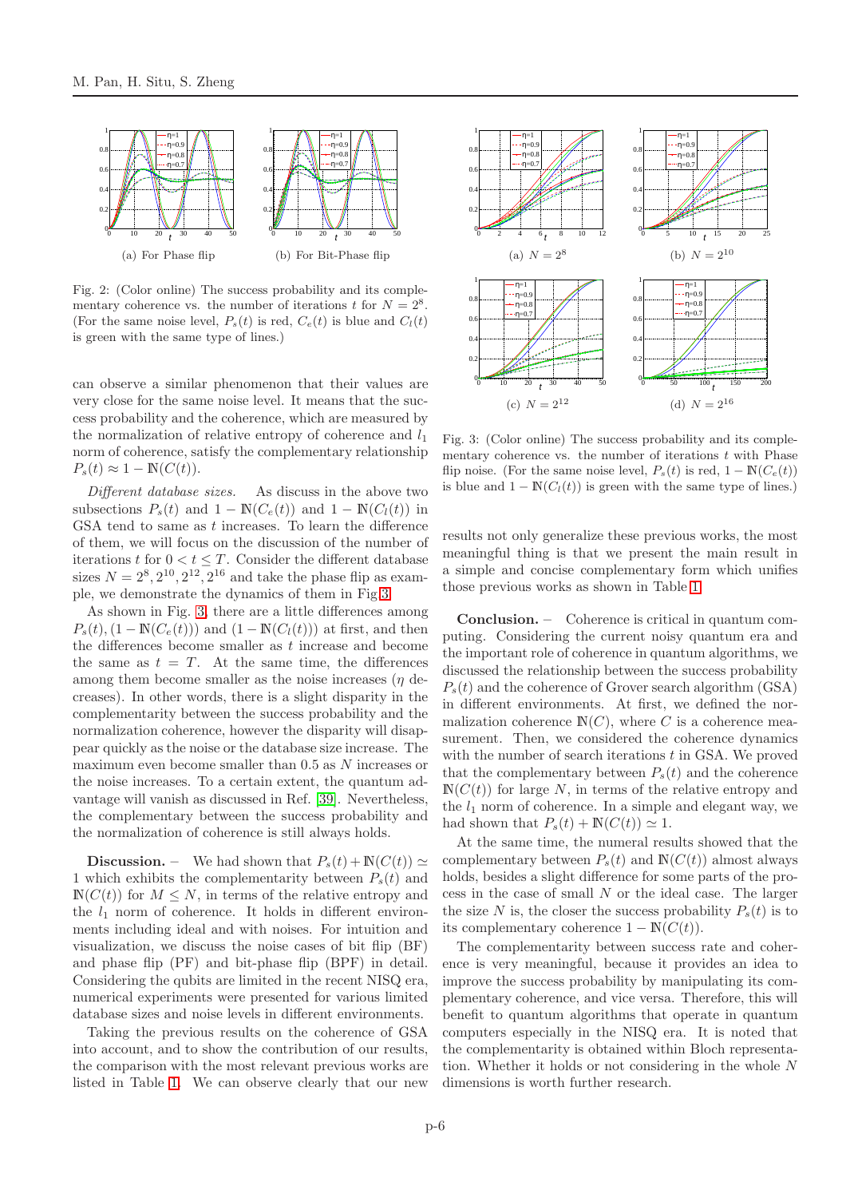Fig. 2: (Color online) The success probability and its complementary coherence vs. the number of iterations $t$ for $N = 2^8$. (For the same noise level, $P_s(t)$ is red, $C_e(t)$ is blue and $C_l(t)$ is green with the same type of lines.)

can observe a similar phenomenon that their values are very close for the same noise level. It means that the success probability and the coherence, which are measured by the normalization of relative entropy of coherence and $l_1$ norm of coherence, satisfy the complementary relationship $P_s(t) \approx 1 - \mathbb{N}(C(t))$.

*Different database sizes.* As discuss in the above two subsections $P_s(t)$ and $1 - \mathbb{N}(C_e(t))$ and $1 - \mathbb{N}(C_l(t))$ in GSA tend to same as $t$ increases. To learn the difference of them, we will focus on the discussion of the number of iterations $t$ for $0 < t \leq T$. Consider the different database sizes $N = 2^8, 2^{10}, 2^{12}, 2^{16}$ and take the phase flip as example, we demonstrate the dynamics of them in Fig.3.

As shown in Fig. 3, there are a little differences among $P_s(t), (1 - \mathbb{N}(C_e(t)))$ and $(1 - \mathbb{N}(C_l(t)))$ at first, and then the differences become smaller as $t$ increase and become the same as $t = T$. At the same time, the differences among them become smaller as the noise increases ($\eta$ decreases). In other words, there is a slight disparity in the complementarity between the success probability and the normalization coherence, however the disparity will disappear quickly as the noise or the database size increase. The maximum even become smaller than 0.5 as $N$ increases or the noise increases. To a certain extent, the quantum advantage will vanish as discussed in Ref. [39]. Nevertheless, the complementary between the success probability and the normalization of coherence is still always holds.

**Discussion.** – We had shown that $P_s(t) + \mathbb{N}(C(t)) \simeq 1$ which exhibits the complementarity between $P_s(t)$ and $\mathbb{N}(C(t))$ for $M \leq N$, in terms of the relative entropy and the $l_1$ norm of coherence. It holds in different environments including ideal and with noises. For intuition and visualization, we discuss the noise cases of bit flip (BF) and phase flip (PF) and bit-phase flip (BPF) in detail. Considering the qubits are limited in the recent NISQ era, numerical experiments were presented for various limited database sizes and noise levels in different environments.

Taking the previous results on the coherence of GSA into account, and to show the contribution of our results, the comparison with the most relevant previous works are listed in Table 1. We can observe clearly that our new

Fig. 3: (Color online) The success probability and its complementary coherence vs. the number of iterations $t$ with Phase flip noise. (For the same noise level, $P_s(t)$ is red, $1 - \mathbb{N}(C_e(t))$ is blue and $1 - \mathbb{N}(C_l(t))$ is green with the same type of lines.)

results not only generalize these previous works, the most meaningful thing is that we present the main result in a simple and concise complementary form which unifies those previous works as shown in Table 1.

**Conclusion.** – Coherence is critical in quantum computing. Considering the current noisy quantum era and the important role of coherence in quantum algorithms, we discussed the relationship between the success probability $P_s(t)$ and the coherence of Grover search algorithm (GSA) in different environments. At first, we defined the normalization coherence $\mathbb{N}(C)$, where $C$ is a coherence measurement. Then, we considered the coherence dynamics with the number of search iterations $t$ in GSA. We proved that the complementary between $P_s(t)$ and the coherence $\mathbb{N}(C(t))$ for large $N$, in terms of the relative entropy and the $l_1$ norm of coherence. In a simple and elegant way, we had shown that $P_s(t) + \mathbb{N}(C(t)) \simeq 1$.

At the same time, the numeral results showed that the complementary between $P_s(t)$ and $\mathbb{N}(C(t))$ almost always holds, besides a slight difference for some parts of the process in the case of small $N$ or the ideal case. The larger the size $N$ is, the closer the success probability $P_s(t)$ is to its complementary coherence $1 - \mathbb{N}(C(t))$.

The complementarity between success rate and coherence is very meaningful, because it provides an idea to improve the success probability by manipulating its complementary coherence, and vice versa. Therefore, this will benefit to quantum algorithms that operate in quantum computers especially in the NISQ era. It is noted that the complementarity is obtained within Bloch representation. Whether it holds or not considering in the whole $N$ dimensions is worth further research.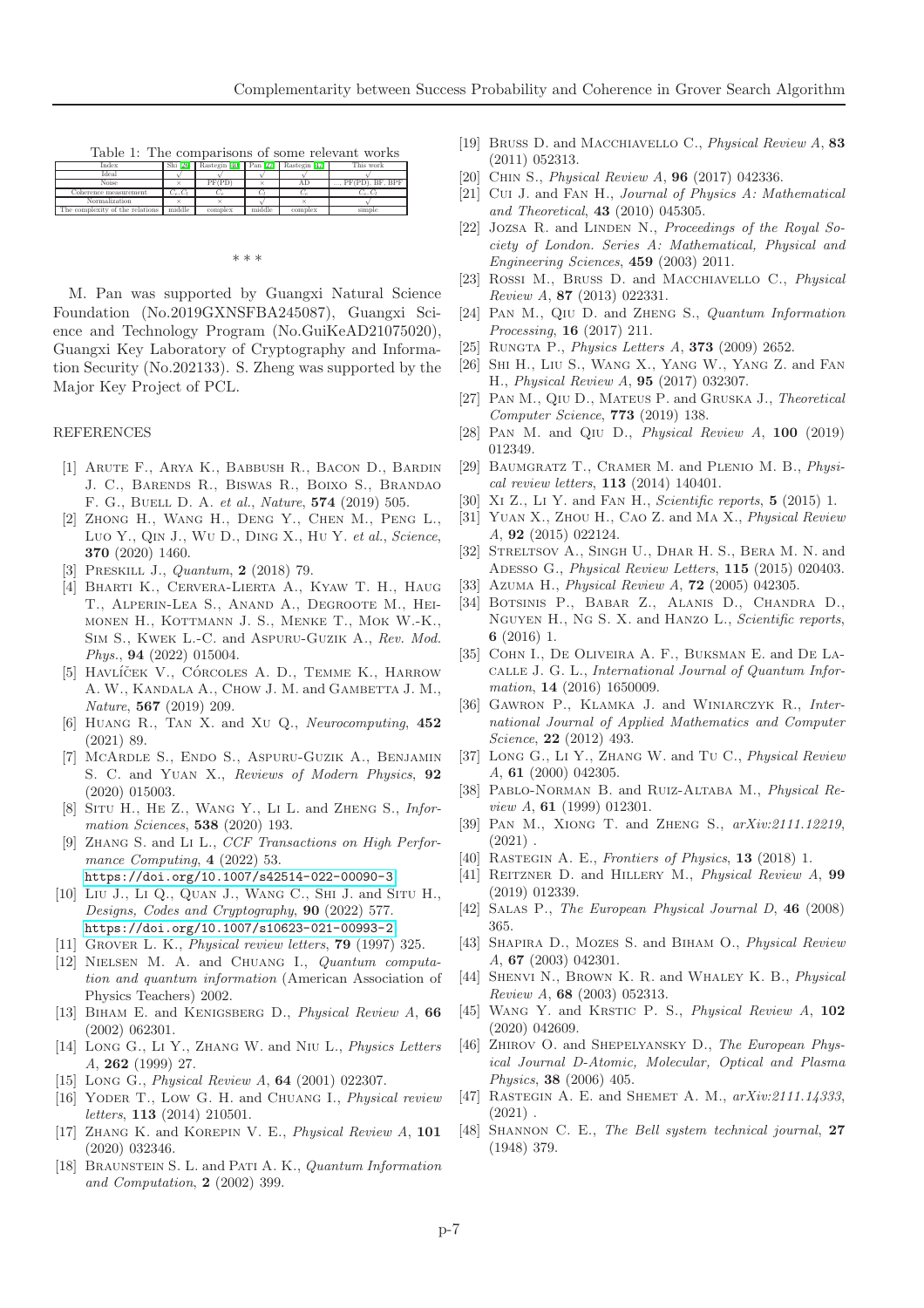Table 1: The comparisons of some relevant works

| Index | Shi [26] | Rastegin [40] | Pan [28] | Rastegin [47] | This work |
|---|---|---|---|---|---|
| Ideal | √ | √ | √ | √ | √ |
| Noise | × | PF(PD) | × | AD | ..., PF(PD), BF, BPF |
| Coherence measurement | $C_r$, $C_l$ | $C_r$ | $C_l$ | $C_r$ | $C_r$, $C_l$ |
| Normalization | × | × | √ | × | √ |
| The complexity of the relations | middle | complex | middle | complex | simple |

\* \* \*

M. Pan was supported by Guangxi Natural Science Foundation (No.2019GXNSFBA245087), Guangxi Science and Technology Program (No.GuiKeAD21075020), Guangxi Key Laboratory of Cryptography and Information Security (No.202133). S. Zheng was supported by the Major Key Project of PCL.

REFERENCES

[1] Arute F., Arya K., Babbush R., Bacon D., Bardin J. C., Barends R., Biswas R., Boixo S., Brandao F. G., Buell D. A. *et al.*, *Nature*, **574** (2019) 505.
[2] Zhong H., Wang H., Deng Y., Chen M., Peng L., Luo Y., Qin J., Wu D., Ding X., Hu Y. *et al.*, *Science*, **370** (2020) 1460.
[3] Preskill J., *Quantum*, **2** (2018) 79.
[4] Bharti K., Cervera-Lierta A., Kyaw T. H., Haug T., Alperin-Lea S., Anand A., Degroote M., Heimonen H., Kottmann J. S., Menke T., Mok W.-K., Sim S., Kwek L.-C. and Aspuru-Guzik A., *Rev. Mod. Phys.*, **94** (2022) 015004.
[5] Havlíček V., Córcoles A. D., Temme K., Harrow A. W., Kandala A., Chow J. M. and Gambetta J. M., *Nature*, **567** (2019) 209.
[6] Huang R., Tan X. and Xu Q., *Neurocomputing*, **452** (2021) 89.
[7] McArdle S., Endo S., Aspuru-Guzik A., Benjamin S. C. and Yuan X., *Reviews of Modern Physics*, **92** (2020) 015003.
[8] Situ H., He Z., Wang Y., Li L. and Zheng S., *Information Sciences*, **538** (2020) 193.
[9] Zhang S. and Li L., *CCF Transactions on High Performance Computing*, **4** (2022) 53. https://doi.org/10.1007/s42514-022-00090-3
[10] Liu J., Li Q., Quan J., Wang C., Shi J. and Situ H., *Designs, Codes and Cryptography*, **90** (2022) 577. https://doi.org/10.1007/s10623-021-00993-2
[11] Grover L. K., *Physical review letters*, **79** (1997) 325.
[12] Nielsen M. A. and Chuang I., *Quantum computation and quantum information* (American Association of Physics Teachers) 2002.
[13] Biham E. and Kenigsberg D., *Physical Review A*, **66** (2002) 062301.
[14] Long G., Li Y., Zhang W. and Niu L., *Physics Letters A*, **262** (1999) 27.
[15] Long G., *Physical Review A*, **64** (2001) 022307.
[16] Yoder T., Low G. H. and Chuang I., *Physical review letters*, **113** (2014) 210501.
[17] Zhang K. and Korepin V. E., *Physical Review A*, **101** (2020) 032346.
[18] Braunstein S. L. and Pati A. K., *Quantum Information and Computation*, **2** (2002) 399.
[19] Bruss D. and Macchiavello C., *Physical Review A*, **83** (2011) 052313.
[20] Chin S., *Physical Review A*, **96** (2017) 042336.
[21] Cui J. and Fan H., *Journal of Physics A: Mathematical and Theoretical*, **43** (2010) 045305.
[22] Jozsa R. and Linden N., *Proceedings of the Royal Society of London. Series A: Mathematical, Physical and Engineering Sciences*, **459** (2003) 2011.
[23] Rossi M., Bruss D. and Macchiavello C., *Physical Review A*, **87** (2013) 022331.
[24] Pan M., Qiu D. and Zheng S., *Quantum Information Processing*, **16** (2017) 211.
[25] Rungta P., *Physics Letters A*, **373** (2009) 2652.
[26] Shi H., Liu S., Wang X., Yang W., Yang Z. and Fan H., *Physical Review A*, **95** (2017) 032307.
[27] Pan M., Qiu D., Mateus P. and Gruska J., *Theoretical Computer Science*, **773** (2019) 138.
[28] Pan M. and Qiu D., *Physical Review A*, **100** (2019) 012349.
[29] Baumgratz T., Cramer M. and Plenio M. B., *Physical review letters*, **113** (2014) 140401.
[30] Xi Z., Li Y. and Fan H., *Scientific reports*, **5** (2015) 1.
[31] Yuan X., Zhou H., Cao Z. and Ma X., *Physical Review A*, **92** (2015) 022124.
[32] Streltsov A., Singh U., Dhar H. S., Bera M. N. and Adesso G., *Physical Review Letters*, **115** (2015) 020403.
[33] Azuma H., *Physical Review A*, **72** (2005) 042305.
[34] Botsinis P., Babar Z., Alanis D., Chandra D., Nguyen H., Ng S. X. and Hanzo L., *Scientific reports*, **6** (2016) 1.
[35] Cohn I., De Oliveira A. F., Buksman E. and De Lacalle J. G. L., *International Journal of Quantum Information*, **14** (2016) 1650009.
[36] Gawron P., Klamka J. and Winiarczyk R., *International Journal of Applied Mathematics and Computer Science*, **22** (2012) 493.
[37] Long G., Li Y., Zhang W. and Tu C., *Physical Review A*, **61** (2000) 042305.
[38] Pablo-Norman B. and Ruiz-Altaba M., *Physical Review A*, **61** (1999) 012301.
[39] Pan M., Xiong T. and Zheng S., *arXiv:2111.12219*, (2021) .
[40] Rastegin A. E., *Frontiers of Physics*, **13** (2018) 1.
[41] Reitzner D. and Hillery M., *Physical Review A*, **99** (2019) 012339.
[42] Salas P., *The European Physical Journal D*, **46** (2008) 365.
[43] Shapira D., Mozes S. and Biham O., *Physical Review A*, **67** (2003) 042301.
[44] Shenvi N., Brown K. R. and Whaley K. B., *Physical Review A*, **68** (2003) 052313.
[45] Wang Y. and Krstic P. S., *Physical Review A*, **102** (2020) 042609.
[46] Zhirov O. and Shepelyansky D., *The European Physical Journal D-Atomic, Molecular, Optical and Plasma Physics*, **38** (2006) 405.
[47] Rastegin A. E. and Shemet A. M., *arXiv:2111.14333*, (2021) .
[48] Shannon C. E., *The Bell system technical journal*, **27** (1948) 379.